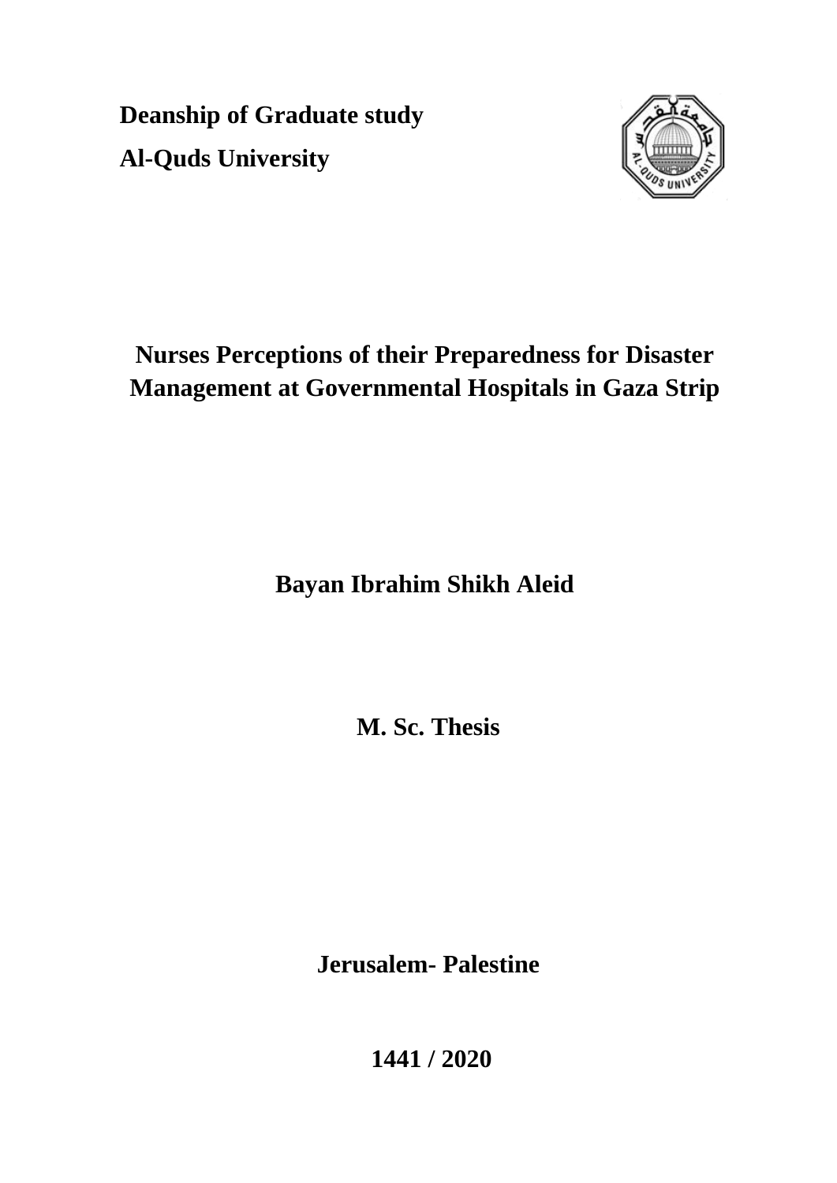**Deanship of Graduate study**

**Al-Quds University**

# Nurses Perceptions of their Preparedness for Disaster Management at Governmental Hospitals in Gaza Strip

**Bayan Ibrahim Shikh Aleid**

**M. Sc. Thesis**

**Jerusalem- Palestine**

**1441 / 2020**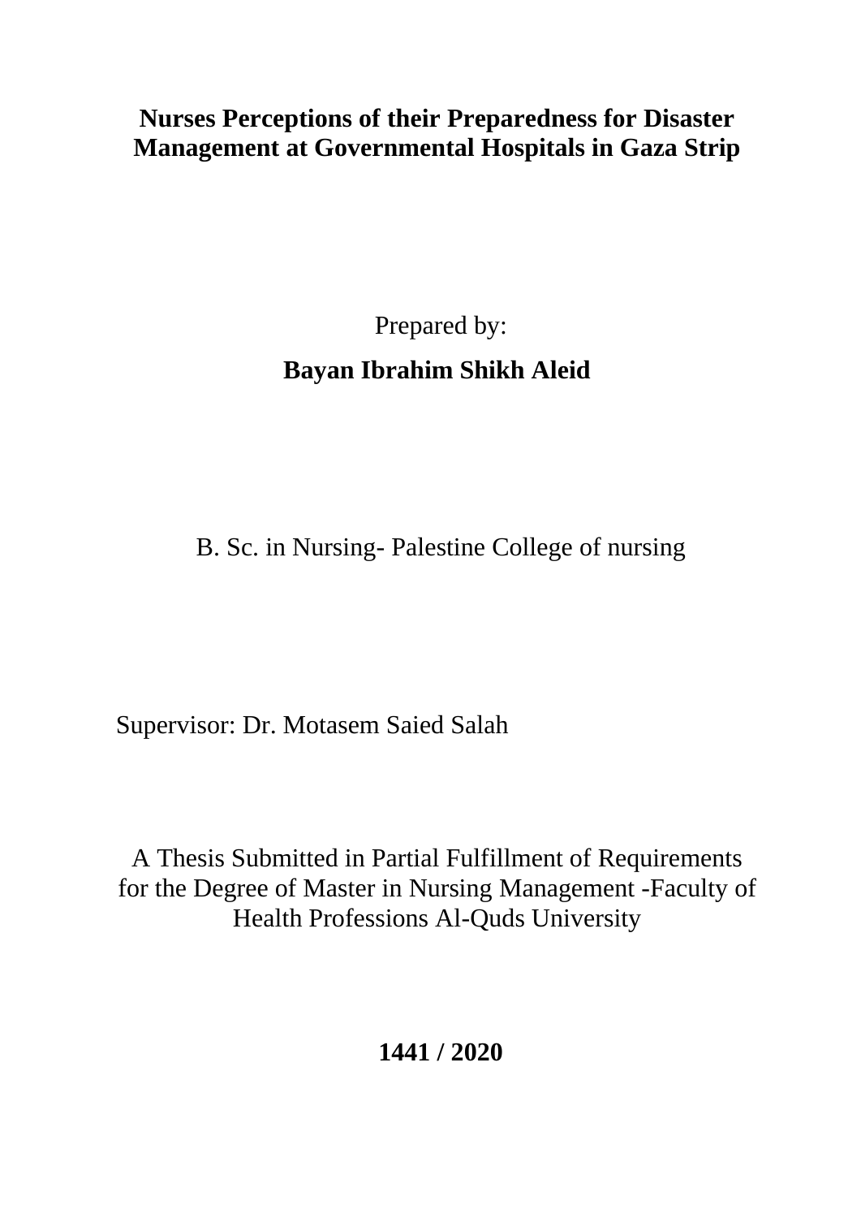# Nurses Perceptions of their Preparedness for Disaster Management at Governmental Hospitals in Gaza Strip

Prepared by:

**Bayan Ibrahim Shikh Aleid**

B. Sc. in Nursing- Palestine College of nursing

Supervisor: Dr. Motasem Saied Salah

A Thesis Submitted in Partial Fulfillment of Requirements for the Degree of Master in Nursing Management -Faculty of Health Professions Al-Quds University

**1441 / 2020**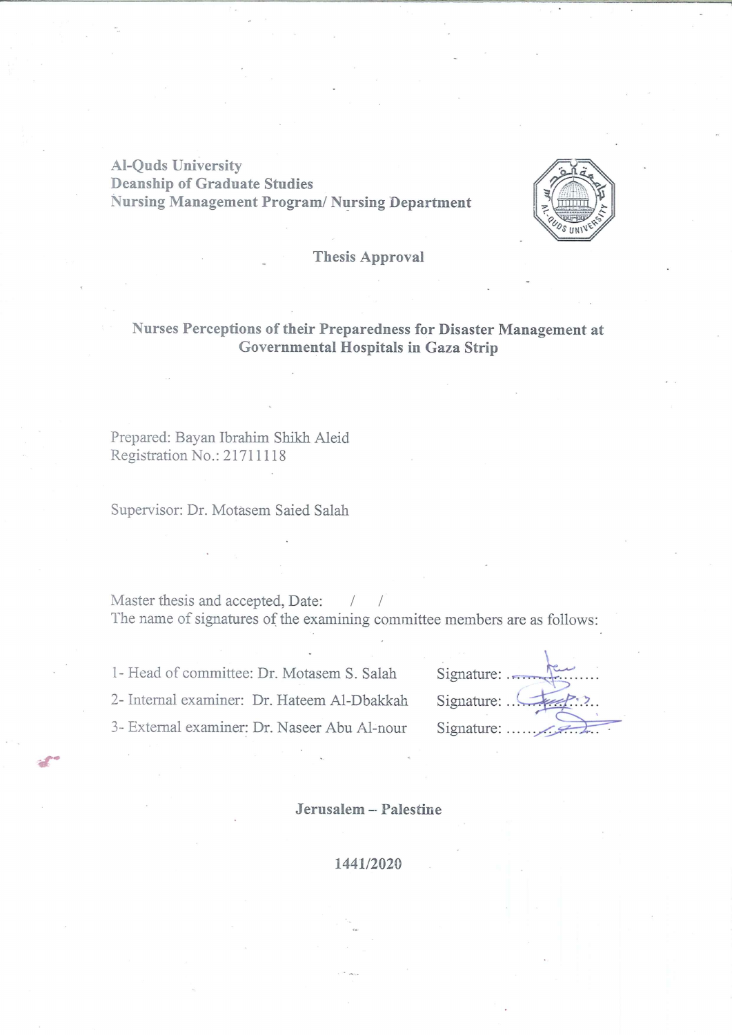Al-Quds University
Deanship of Graduate Studies
Nursing Management Program/ Nursing Department

## Thesis Approval

### Nurses Perceptions of their Preparedness for Disaster Management at Governmental Hospitals in Gaza Strip

Prepared: Bayan Ibrahim Shikh Aleid
Registration No.: 21711118

Supervisor: Dr. Motasem Saied Salah

Master thesis and accepted, Date: / /
The name of signatures of the examining committee members are as follows:

1- Head of committee: Dr. Motasem S. Salah Signature: ..................
2- Internal examiner: Dr. Hateem Al-Dbakkah Signature: ..................
3- External examiner: Dr. Naseer Abu Al-nour Signature: ..................

**Jerusalem – Palestine**

**1441/2020**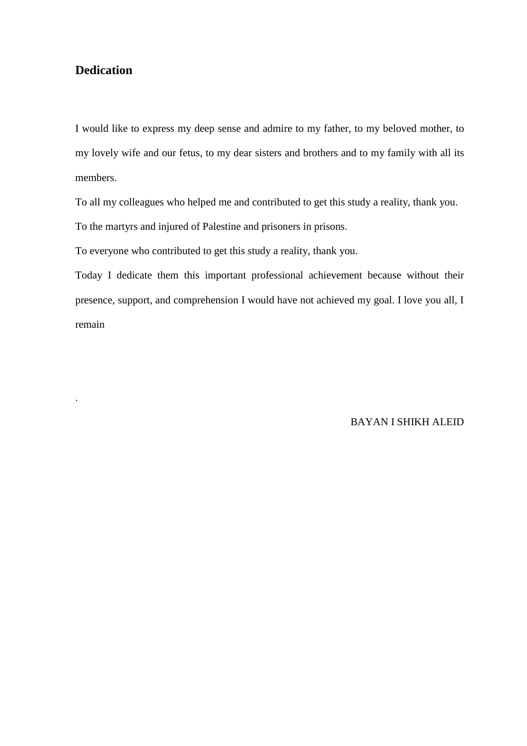## Dedication

I would like to express my deep sense and admire to my father, to my beloved mother, to my lovely wife and our fetus, to my dear sisters and brothers and to my family with all its members.

To all my colleagues who helped me and contributed to get this study a reality, thank you.

To the martyrs and injured of Palestine and prisoners in prisons.

To everyone who contributed to get this study a reality, thank you.

Today I dedicate them this important professional achievement because without their presence, support, and comprehension I would have not achieved my goal. I love you all, I remain

.

BAYAN I SHIKH ALEID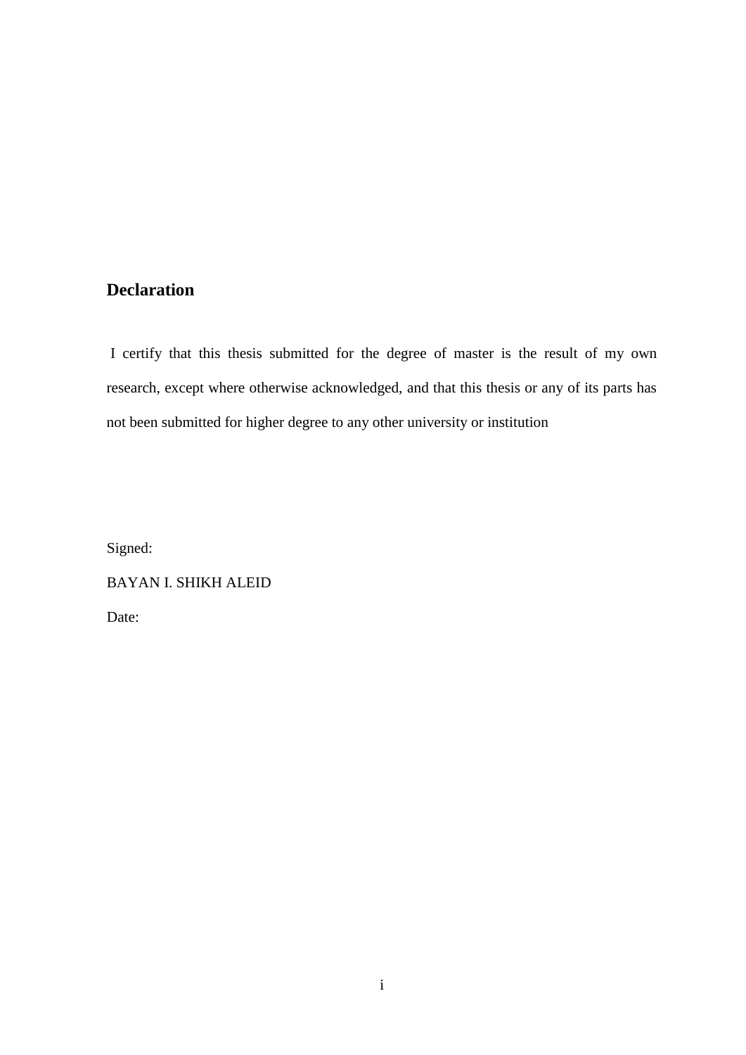## Declaration

I certify that this thesis submitted for the degree of master is the result of my own research, except where otherwise acknowledged, and that this thesis or any of its parts has not been submitted for higher degree to any other university or institution

Signed:

BAYAN I. SHIKH ALEID

Date: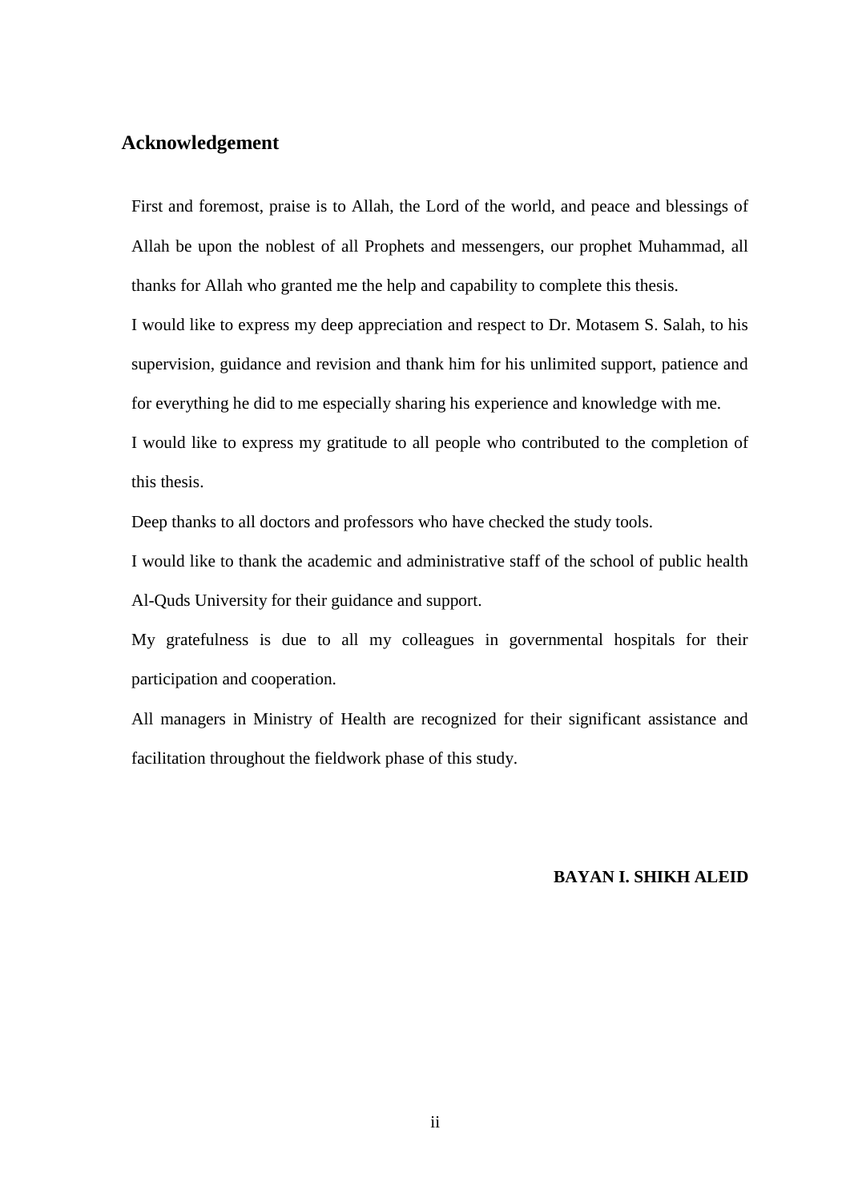## Acknowledgement

First and foremost, praise is to Allah, the Lord of the world, and peace and blessings of Allah be upon the noblest of all Prophets and messengers, our prophet Muhammad, all thanks for Allah who granted me the help and capability to complete this thesis.

I would like to express my deep appreciation and respect to Dr. Motasem S. Salah, to his supervision, guidance and revision and thank him for his unlimited support, patience and for everything he did to me especially sharing his experience and knowledge with me.

I would like to express my gratitude to all people who contributed to the completion of this thesis.

Deep thanks to all doctors and professors who have checked the study tools.

I would like to thank the academic and administrative staff of the school of public health Al-Quds University for their guidance and support.

My gratefulness is due to all my colleagues in governmental hospitals for their participation and cooperation.

All managers in Ministry of Health are recognized for their significant assistance and facilitation throughout the fieldwork phase of this study.

**BAYAN I. SHIKH ALEID**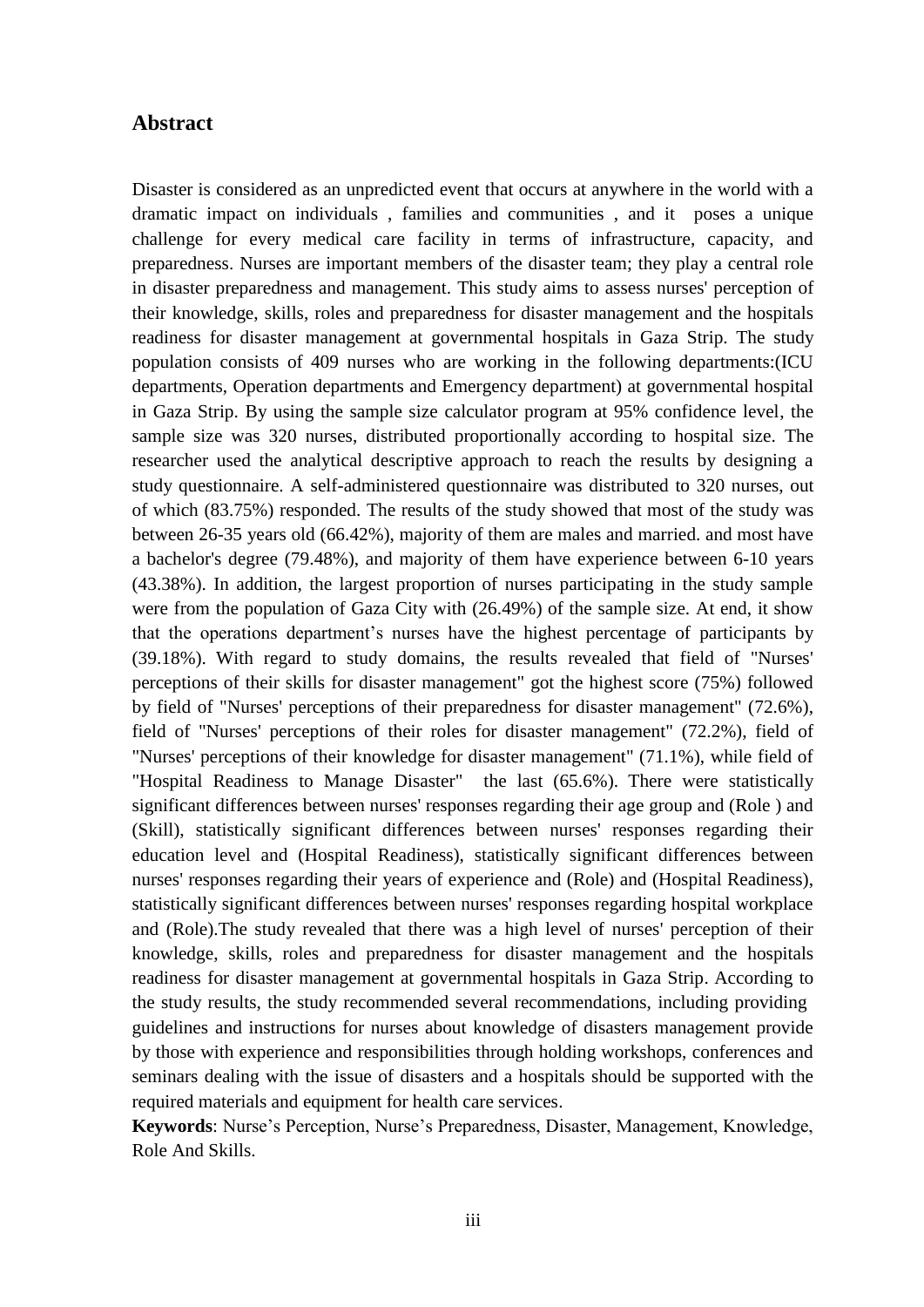## Abstract

Disaster is considered as an unpredicted event that occurs at anywhere in the world with a dramatic impact on individuals , families and communities , and it poses a unique challenge for every medical care facility in terms of infrastructure, capacity, and preparedness. Nurses are important members of the disaster team; they play a central role in disaster preparedness and management. This study aims to assess nurses' perception of their knowledge, skills, roles and preparedness for disaster management and the hospitals readiness for disaster management at governmental hospitals in Gaza Strip. The study population consists of 409 nurses who are working in the following departments:(ICU departments, Operation departments and Emergency department) at governmental hospital in Gaza Strip. By using the sample size calculator program at 95% confidence level, the sample size was 320 nurses, distributed proportionally according to hospital size. The researcher used the analytical descriptive approach to reach the results by designing a study questionnaire. A self-administered questionnaire was distributed to 320 nurses, out of which (83.75%) responded. The results of the study showed that most of the study was between 26-35 years old (66.42%), majority of them are males and married. and most have a bachelor's degree (79.48%), and majority of them have experience between 6-10 years (43.38%). In addition, the largest proportion of nurses participating in the study sample were from the population of Gaza City with (26.49%) of the sample size. At end, it show that the operations department's nurses have the highest percentage of participants by (39.18%). With regard to study domains, the results revealed that field of "Nurses' perceptions of their skills for disaster management" got the highest score (75%) followed by field of "Nurses' perceptions of their preparedness for disaster management" (72.6%), field of "Nurses' perceptions of their roles for disaster management" (72.2%), field of "Nurses' perceptions of their knowledge for disaster management" (71.1%), while field of "Hospital Readiness to Manage Disaster" the last (65.6%). There were statistically significant differences between nurses' responses regarding their age group and (Role ) and (Skill), statistically significant differences between nurses' responses regarding their education level and (Hospital Readiness), statistically significant differences between nurses' responses regarding their years of experience and (Role) and (Hospital Readiness), statistically significant differences between nurses' responses regarding hospital workplace and (Role).The study revealed that there was a high level of nurses' perception of their knowledge, skills, roles and preparedness for disaster management and the hospitals readiness for disaster management at governmental hospitals in Gaza Strip. According to the study results, the study recommended several recommendations, including providing guidelines and instructions for nurses about knowledge of disasters management provide by those with experience and responsibilities through holding workshops, conferences and seminars dealing with the issue of disasters and a hospitals should be supported with the required materials and equipment for health care services.

**Keywords**: Nurse's Perception, Nurse's Preparedness, Disaster, Management, Knowledge, Role And Skills.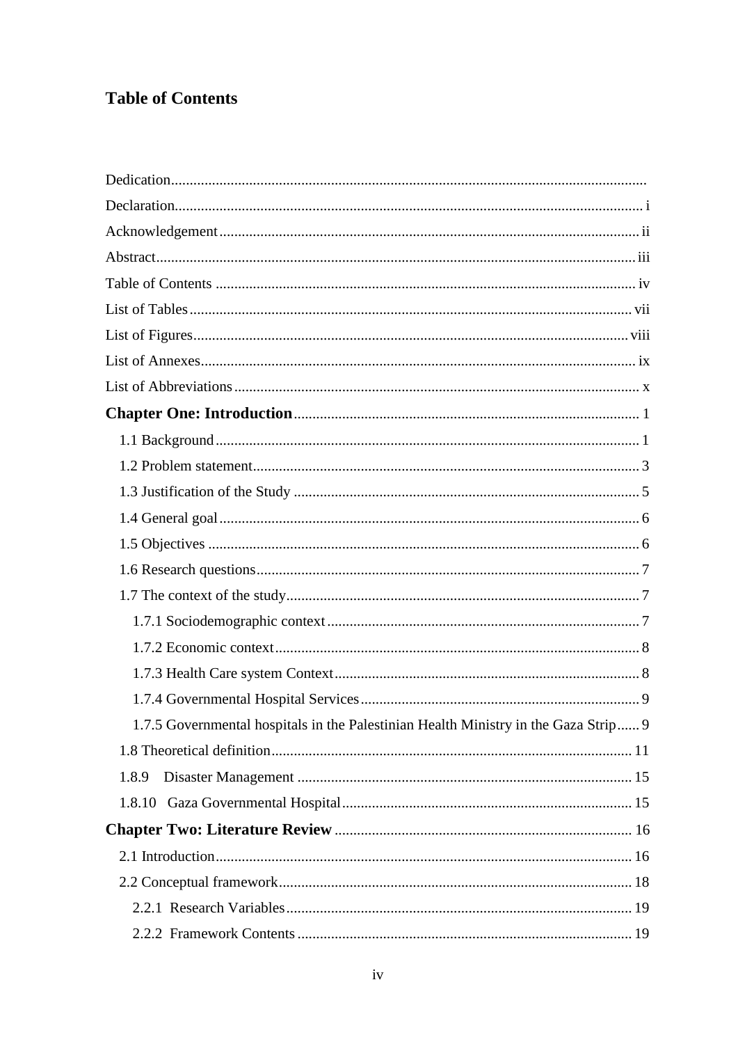# Table of Contents

Dedication

Declaration ..... i

Acknowledgement ..... ii

Abstract ..... iii

Table of Contents ..... iv

List of Tables ..... vii

List of Figures ..... viii

List of Annexes ..... ix

List of Abbreviations ..... x

**Chapter One: Introduction** ..... 1

- 1.1 Background ..... 1
- 1.2 Problem statement ..... 3
- 1.3 Justification of the Study ..... 5
- 1.4 General goal ..... 6
- 1.5 Objectives ..... 6
- 1.6 Research questions ..... 7
- 1.7 The context of the study ..... 7
  - 1.7.1 Sociodemographic context ..... 7
  - 1.7.2 Economic context ..... 8
  - 1.7.3 Health Care system Context ..... 8
  - 1.7.4 Governmental Hospital Services ..... 9
  - 1.7.5 Governmental hospitals in the Palestinian Health Ministry in the Gaza Strip ..... 9
- 1.8 Theoretical definition ..... 11
- 1.8.9 Disaster Management ..... 15
- 1.8.10 Gaza Governmental Hospital ..... 15

**Chapter Two: Literature Review** ..... 16

- 2.1 Introduction ..... 16
- 2.2 Conceptual framework ..... 18
  - 2.2.1 Research Variables ..... 19
  - 2.2.2 Framework Contents ..... 19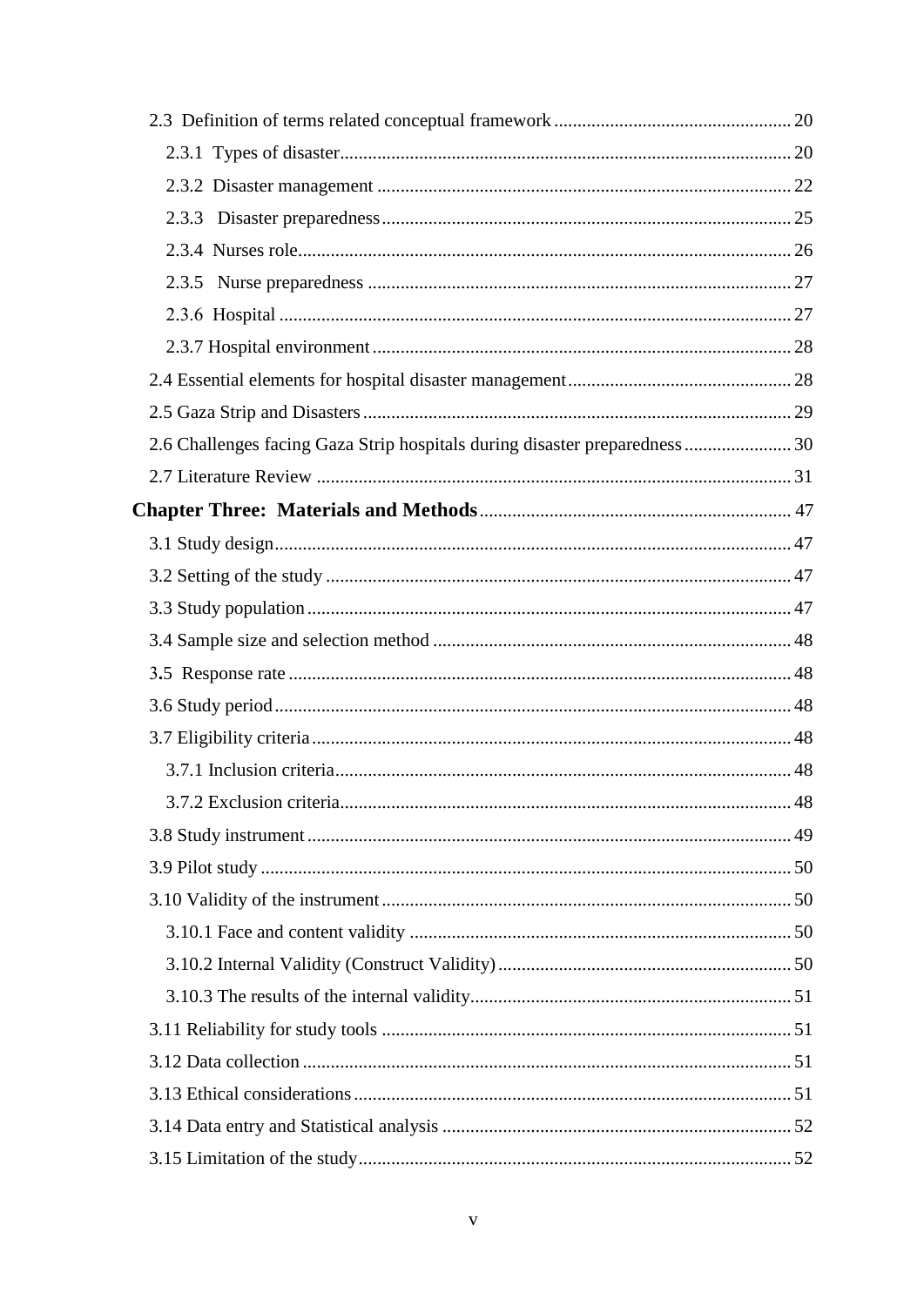2.3 Definition of terms related conceptual framework ..................................................... 20

- 2.3.1 Types of disaster ..................................................................................... 20
- 2.3.2 Disaster management .............................................................................. 22
- 2.3.3 Disaster preparedness .............................................................................. 25
- 2.3.4 Nurses role ............................................................................................ 26
- 2.3.5 Nurse preparedness ................................................................................. 27
- 2.3.6 Hospital ................................................................................................ 27
- 2.3.7 Hospital environment ............................................................................... 28

2.4 Essential elements for hospital disaster management ............................................... 28

2.5 Gaza Strip and Disasters ......................................................................................... 29

2.6 Challenges facing Gaza Strip hospitals during disaster preparedness ....................... 30

2.7 Literature Review ................................................................................................... 31

**Chapter Three: Materials and Methods** ........................................................................ 47

3.1 Study design ........................................................................................................... 47

3.2 Setting of the study ................................................................................................. 47

3.3 Study population ..................................................................................................... 47

3.4 Sample size and selection method ........................................................................... 48

3.5 Response rate ......................................................................................................... 48

3.6 Study period ........................................................................................................... 48

3.7 Eligibility criteria ..................................................................................................... 48

- 3.7.1 Inclusion criteria ...................................................................................... 48
- 3.7.2 Exclusion criteria ..................................................................................... 48

3.8 Study instrument ..................................................................................................... 49

3.9 Pilot study .............................................................................................................. 50

3.10 Validity of the instrument ..................................................................................... 50

- 3.10.1 Face and content validity ........................................................................ 50
- 3.10.2 Internal Validity (Construct Validity) ....................................................... 50
- 3.10.3 The results of the internal validity ........................................................... 51

3.11 Reliability for study tools ...................................................................................... 51

3.12 Data collection ...................................................................................................... 51

3.13 Ethical considerations ........................................................................................... 51

3.14 Data entry and Statistical analysis ......................................................................... 52

3.15 Limitation of the study .......................................................................................... 52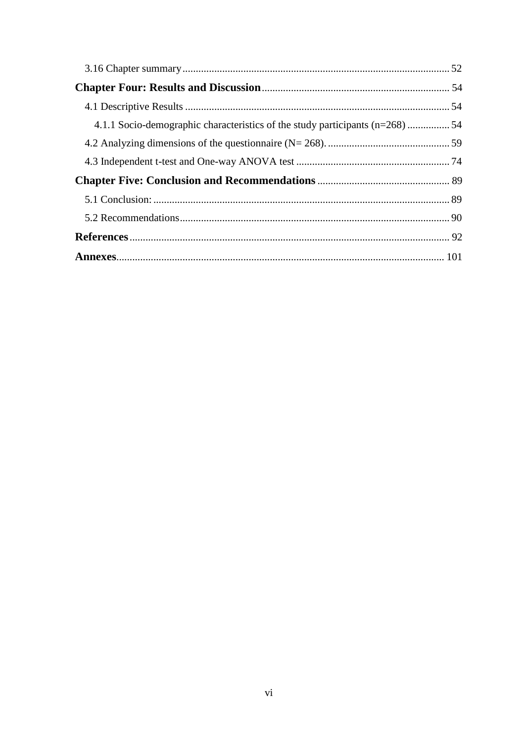3.16 Chapter summary ..... 52

**Chapter Four: Results and Discussion** ..... 54

4.1 Descriptive Results ..... 54

4.1.1 Socio-demographic characteristics of the study participants (n=268) ..... 54

4.2 Analyzing dimensions of the questionnaire (N= 268). ..... 59

4.3 Independent t-test and One-way ANOVA test ..... 74

**Chapter Five: Conclusion and Recommendations** ..... 89

5.1 Conclusion: ..... 89

5.2 Recommendations ..... 90

**References** ..... 92

**Annexes** ..... 101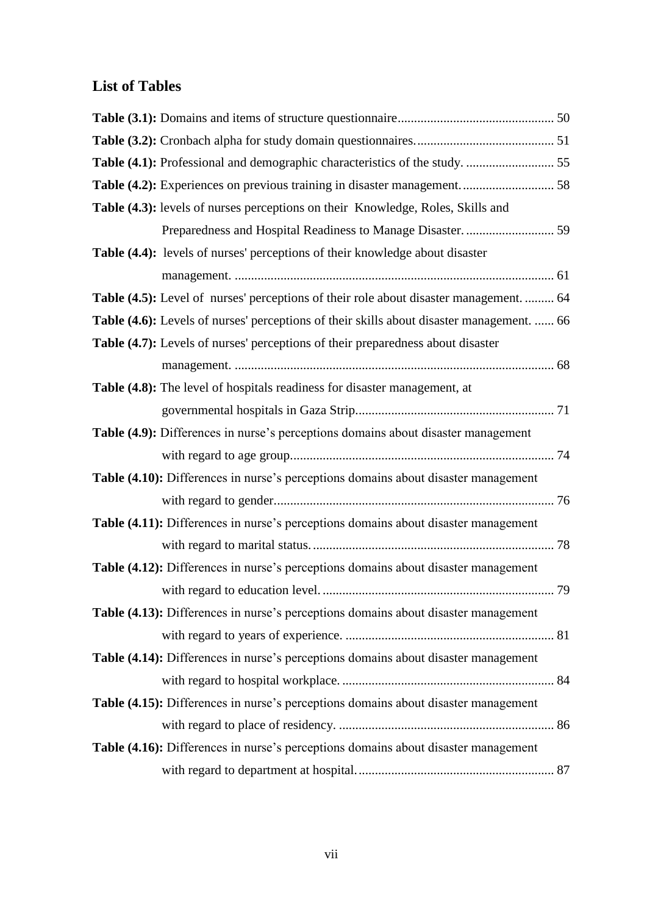## List of Tables

**Table (3.1):** Domains and items of structure questionnaire ................................................ 50

**Table (3.2):** Cronbach alpha for study domain questionnaires. .......................................... 51

**Table (4.1):** Professional and demographic characteristics of the study. ........................... 55

**Table (4.2):** Experiences on previous training in disaster management. ............................ 58

**Table (4.3):** levels of nurses perceptions on their Knowledge, Roles, Skills and Preparedness and Hospital Readiness to Manage Disaster. ........................... 59

**Table (4.4):** levels of nurses' perceptions of their knowledge about disaster management. ................................................................................................. 61

**Table (4.5):** Level of nurses' perceptions of their role about disaster management. ......... 64

**Table (4.6):** Levels of nurses' perceptions of their skills about disaster management. ...... 66

**Table (4.7):** Levels of nurses' perceptions of their preparedness about disaster management. ................................................................................................. 68

**Table (4.8):** The level of hospitals readiness for disaster management, at governmental hospitals in Gaza Strip............................................................. 71

**Table (4.9):** Differences in nurse's perceptions domains about disaster management with regard to age group................................................................................ 74

**Table (4.10):** Differences in nurse's perceptions domains about disaster management with regard to gender...................................................................................... 76

**Table (4.11):** Differences in nurse's perceptions domains about disaster management with regard to marital status. ......................................................................... 78

**Table (4.12):** Differences in nurse's perceptions domains about disaster management with regard to education level. ...................................................................... 79

**Table (4.13):** Differences in nurse's perceptions domains about disaster management with regard to years of experience. ................................................................ 81

**Table (4.14):** Differences in nurse's perceptions domains about disaster management with regard to hospital workplace. ................................................................. 84

**Table (4.15):** Differences in nurse's perceptions domains about disaster management with regard to place of residency. .................................................................. 86

**Table (4.16):** Differences in nurse's perceptions domains about disaster management with regard to department at hospital. ............................................................ 87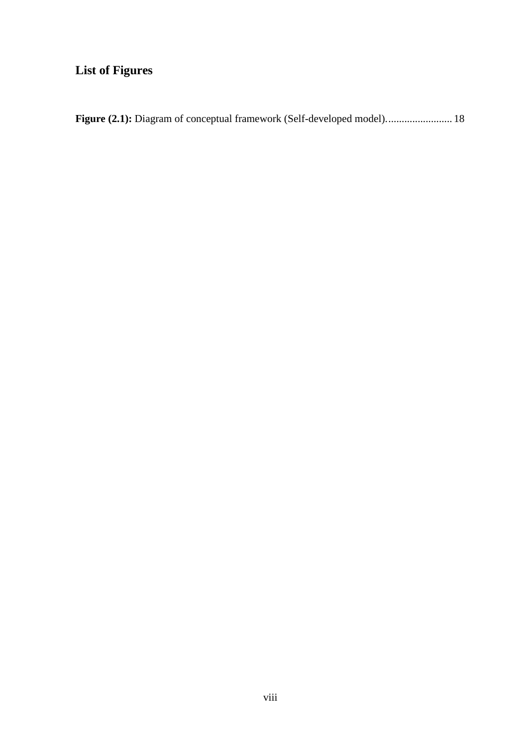## List of Figures

**Figure (2.1):** Diagram of conceptual framework (Self-developed model)......................... 18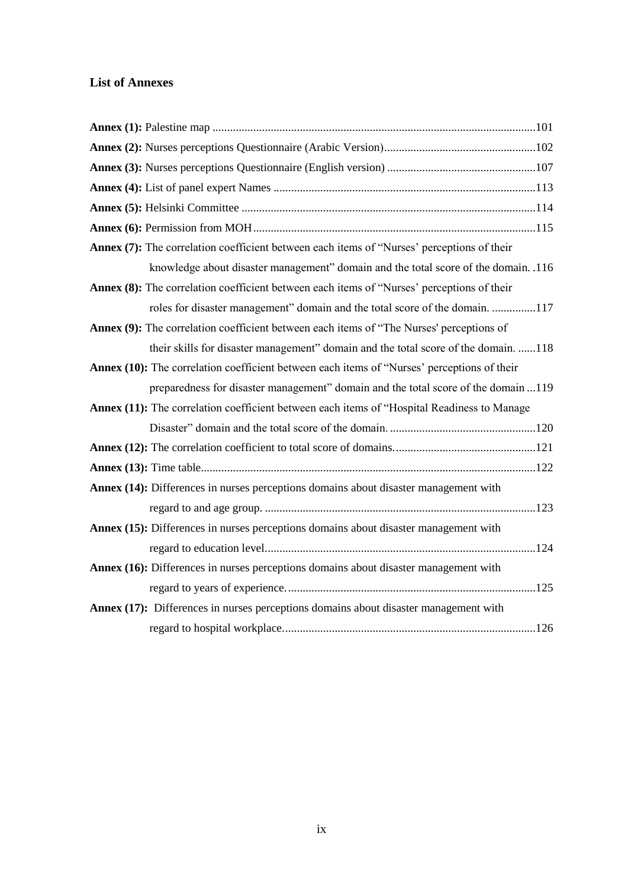## List of Annexes

**Annex (1):** Palestine map .....101

**Annex (2):** Nurses perceptions Questionnaire (Arabic Version).....102

**Annex (3):** Nurses perceptions Questionnaire (English version) .....107

**Annex (4):** List of panel expert Names .....113

**Annex (5):** Helsinki Committee .....114

**Annex (6):** Permission from MOH.....115

**Annex (7):** The correlation coefficient between each items of "Nurses' perceptions of their knowledge about disaster management" domain and the total score of the domain. .116

**Annex (8):** The correlation coefficient between each items of "Nurses' perceptions of their roles for disaster management" domain and the total score of the domain. .....117

**Annex (9):** The correlation coefficient between each items of "The Nurses' perceptions of their skills for disaster management" domain and the total score of the domain. .....118

**Annex (10):** The correlation coefficient between each items of "Nurses' perceptions of their preparedness for disaster management" domain and the total score of the domain ...119

**Annex (11):** The correlation coefficient between each items of "Hospital Readiness to Manage Disaster" domain and the total score of the domain. .....120

**Annex (12):** The correlation coefficient to total score of domains.....121

**Annex (13):** Time table.....122

**Annex (14):** Differences in nurses perceptions domains about disaster management with regard to and age group. .....123

**Annex (15):** Differences in nurses perceptions domains about disaster management with regard to education level.....124

**Annex (16):** Differences in nurses perceptions domains about disaster management with regard to years of experience. .....125

**Annex (17):** Differences in nurses perceptions domains about disaster management with regard to hospital workplace.....126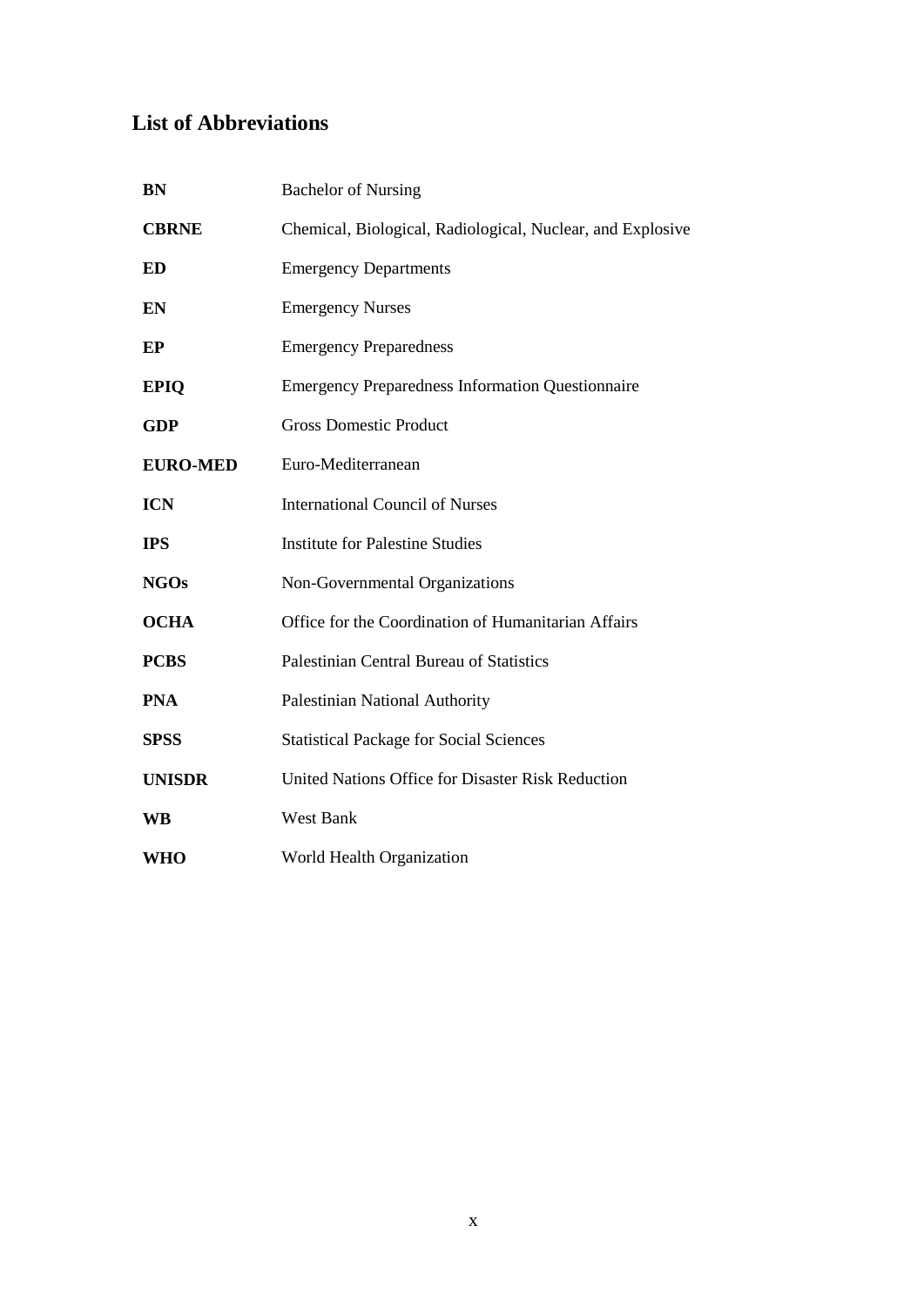## List of Abbreviations

| | |
|---|---|
| **BN** | Bachelor of Nursing |
| **CBRNE** | Chemical, Biological, Radiological, Nuclear, and Explosive |
| **ED** | Emergency Departments |
| **EN** | Emergency Nurses |
| **EP** | Emergency Preparedness |
| **EPIQ** | Emergency Preparedness Information Questionnaire |
| **GDP** | Gross Domestic Product |
| **EURO-MED** | Euro-Mediterranean |
| **ICN** | International Council of Nurses |
| **IPS** | Institute for Palestine Studies |
| **NGOs** | Non-Governmental Organizations |
| **OCHA** | Office for the Coordination of Humanitarian Affairs |
| **PCBS** | Palestinian Central Bureau of Statistics |
| **PNA** | Palestinian National Authority |
| **SPSS** | Statistical Package for Social Sciences |
| **UNISDR** | United Nations Office for Disaster Risk Reduction |
| **WB** | West Bank |
| **WHO** | World Health Organization |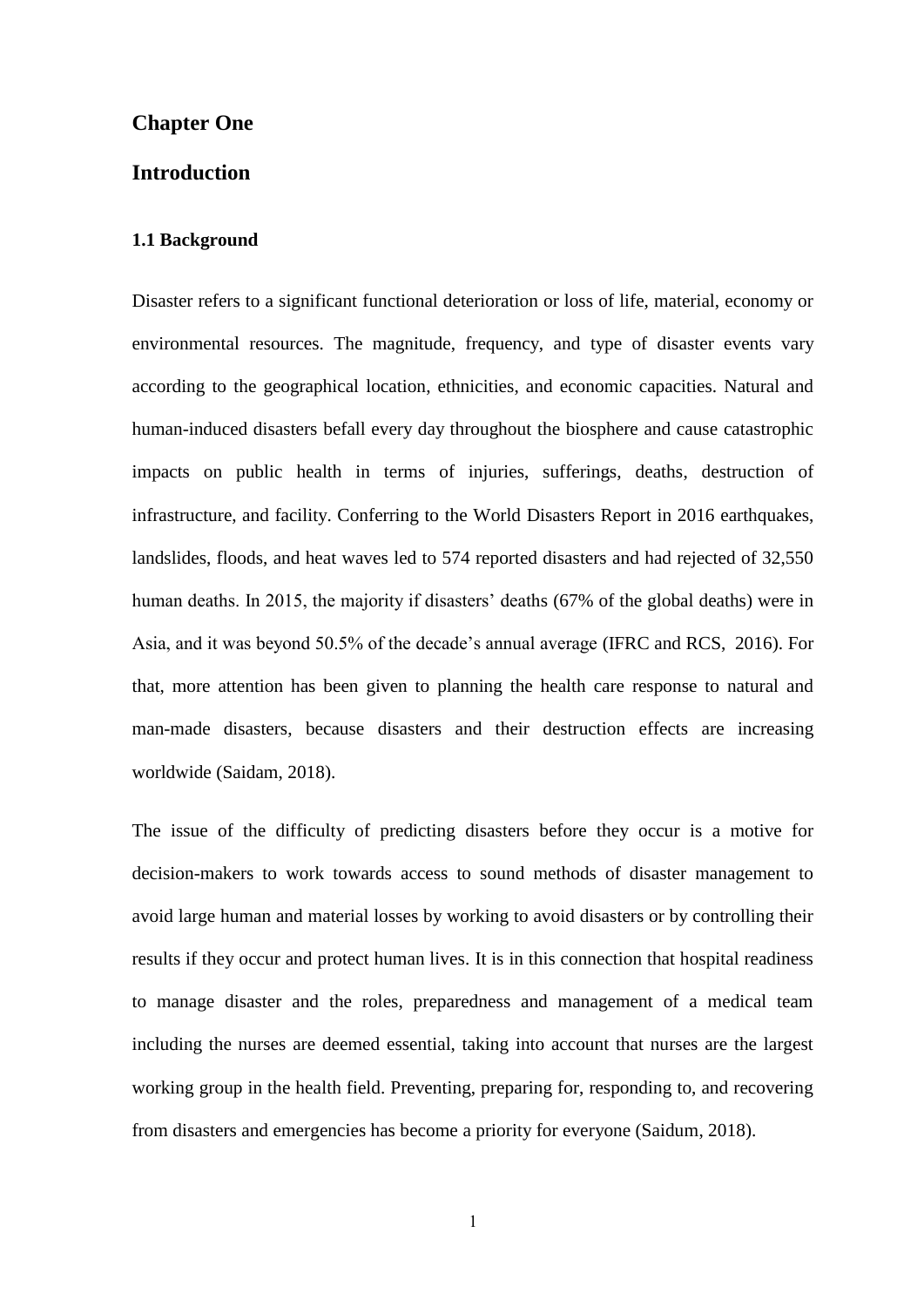# Chapter One

# Introduction

### 1.1 Background

Disaster refers to a significant functional deterioration or loss of life, material, economy or environmental resources. The magnitude, frequency, and type of disaster events vary according to the geographical location, ethnicities, and economic capacities. Natural and human-induced disasters befall every day throughout the biosphere and cause catastrophic impacts on public health in terms of injuries, sufferings, deaths, destruction of infrastructure, and facility. Conferring to the World Disasters Report in 2016 earthquakes, landslides, floods, and heat waves led to 574 reported disasters and had rejected of 32,550 human deaths. In 2015, the majority if disasters' deaths (67% of the global deaths) were in Asia, and it was beyond 50.5% of the decade's annual average (IFRC and RCS, 2016). For that, more attention has been given to planning the health care response to natural and man-made disasters, because disasters and their destruction effects are increasing worldwide (Saidam, 2018).

The issue of the difficulty of predicting disasters before they occur is a motive for decision-makers to work towards access to sound methods of disaster management to avoid large human and material losses by working to avoid disasters or by controlling their results if they occur and protect human lives. It is in this connection that hospital readiness to manage disaster and the roles, preparedness and management of a medical team including the nurses are deemed essential, taking into account that nurses are the largest working group in the health field. Preventing, preparing for, responding to, and recovering from disasters and emergencies has become a priority for everyone (Saidum, 2018).